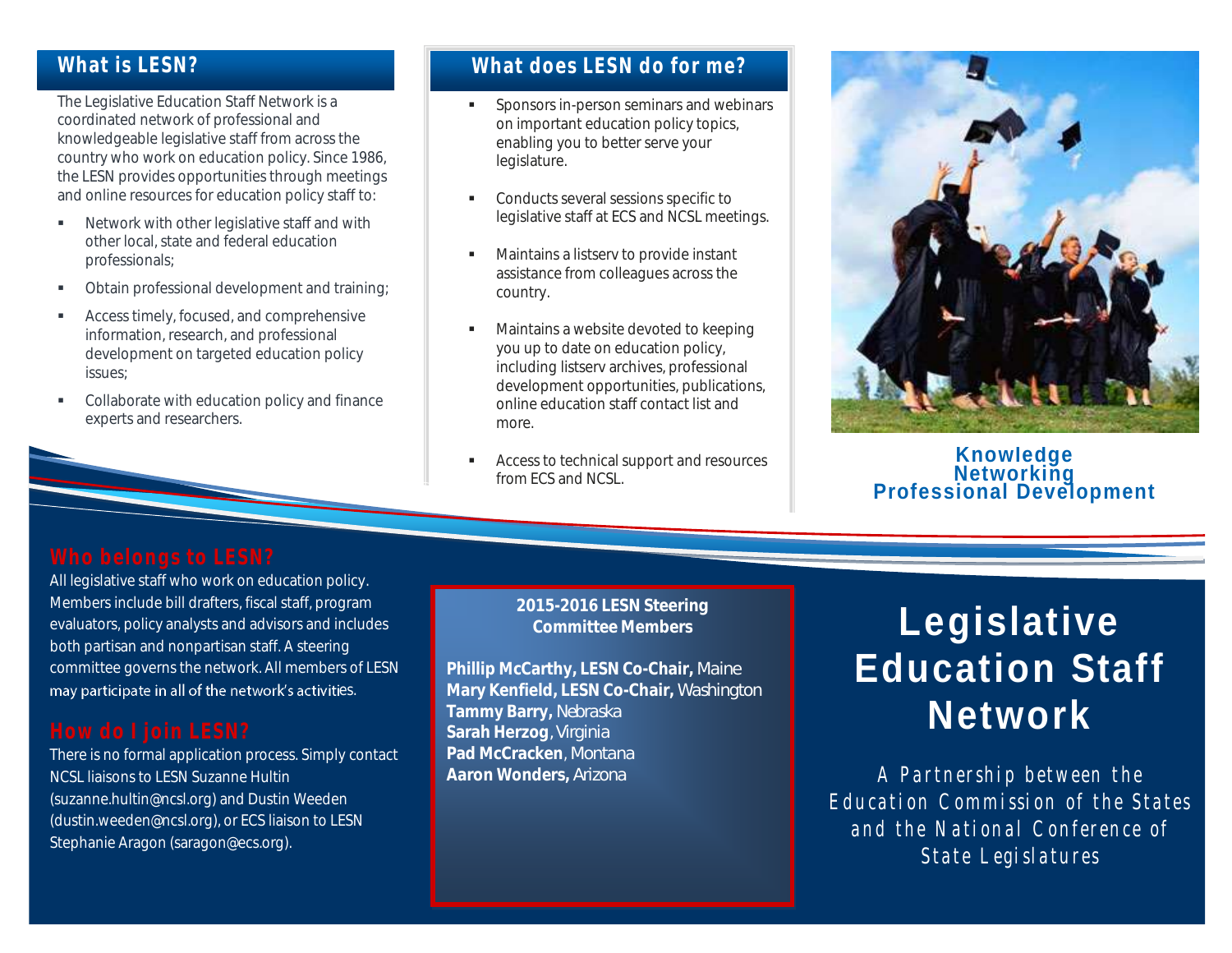## What is LESN?

The Legislative Education Staff Network is a coordinated network of professional and knowledgeable legislative staff from across the country who work on education policy. Since 1986, the LESN provides opportunities through meetings and online resources for education policy staff to:

- Network with other legislative staff and with other local, state and federal education professionals;
- Obtain professional development and training;
- Access timely, focused, and comprehensive information, research, and professional development on targeted education policy issues;
- Collaborate with education policy and finance experts and researchers.

## What does LESN do for me?

- Sponsors in-person seminars and webinars on important education policy topics, enabling you to better serve your legislature.
- Conducts several sessions specific to legislative staff at ECS and NCSL meetings.
- Maintains a listserv to provide instant assistance from colleagues across the country.
- Maintains a website devoted to keeping you up to date on education policy, including listserv archives, professional development opportunities, publications, online education staff contact list and more.
- Access to technical support and resources from ECS and NCSL.

**Knowledge**
**Networking**
**Professional Development**

## Who belongs to LESN?

All legislative staff who work on education policy. Members include bill drafters, fiscal staff, program evaluators, policy analysts and advisors and includes both partisan and nonpartisan staff. A steering committee governs the network. All members of LESN may participate in all of the network's activities.

## How do I join LESN?

There is no formal application process. Simply contact NCSL liaisons to LESN Suzanne Hultin (suzanne.hultin@ncsl.org) and Dustin Weeden (dustin.weeden@ncsl.org), or ECS liaison to LESN Stephanie Aragon (saragon@ecs.org).

**2015-2016 LESN Steering Committee Members**

**Phillip McCarthy, LESN Co-Chair,** Maine
**Mary Kenfield, LESN Co-Chair,** Washington
**Tammy Barry,** Nebraska
**Sarah Herzog**, Virginia
**Pad McCracken**, Montana
**Aaron Wonders,** Arizona

# Legislative Education Staff Network

A Partnership between the Education Commission of the States and the National Conference of State Legislatures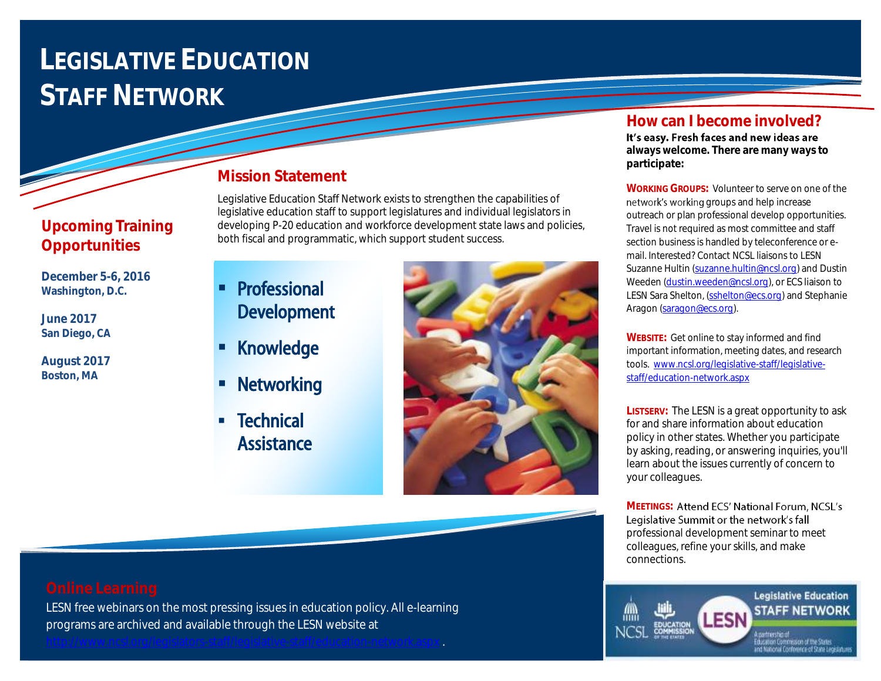# LEGISLATIVE EDUCATION STAFF NETWORK

## Mission Statement

Legislative Education Staff Network exists to strengthen the capabilities of legislative education staff to support legislatures and individual legislators in developing P-20 education and workforce development state laws and policies, both fiscal and programmatic, which support student success.

- Professional Development
- Knowledge
- Networking
- Technical Assistance

## Upcoming Training Opportunities

**December 5-6, 2016**
**Washington, D.C.**

**June 2017**
**San Diego, CA**

**August 2017**
**Boston, MA**

## How can I become involved?

**It's easy. Fresh faces and new ideas are always welcome. There are many ways to participate:**

**WORKING GROUPS:** Volunteer to serve on one of the network's working groups and help increase outreach or plan professional develop opportunities. Travel is not required as most committee and staff section business is handled by teleconference or e-mail. Interested? Contact NCSL liaisons to LESN Suzanne Hultin (suzanne.hultin@ncsl.org) and Dustin Weeden (dustin.weeden@ncsl.org), or ECS liaison to LESN Sara Shelton, (sshelton@ecs.org) and Stephanie Aragon (saragon@ecs.org).

**WEBSITE:** Get online to stay informed and find important information, meeting dates, and research tools. www.ncsl.org/legislative-staff/legislative-staff/education-network.aspx

**LISTSERV:** The LESN is a great opportunity to ask for and share information about education policy in other states. Whether you participate by asking, reading, or answering inquiries, you'll learn about the issues currently of concern to your colleagues.

**MEETINGS:** Attend ECS' National Forum, NCSL's Legislative Summit or the network's fall professional development seminar to meet colleagues, refine your skills, and make connections.

## Online Learning

LESN free webinars on the most pressing issues in education policy. All e-learning programs are archived and available through the LESN website at http://www.ncsl.org/legislators-staff/legislative-staff/education-network.aspx .

NCSL | EDUCATION COMMISSION OF THE STATES | LESN Legislative Education STAFF NETWORK — A partnership of Education Commission of the States and National Conference of State Legislatures